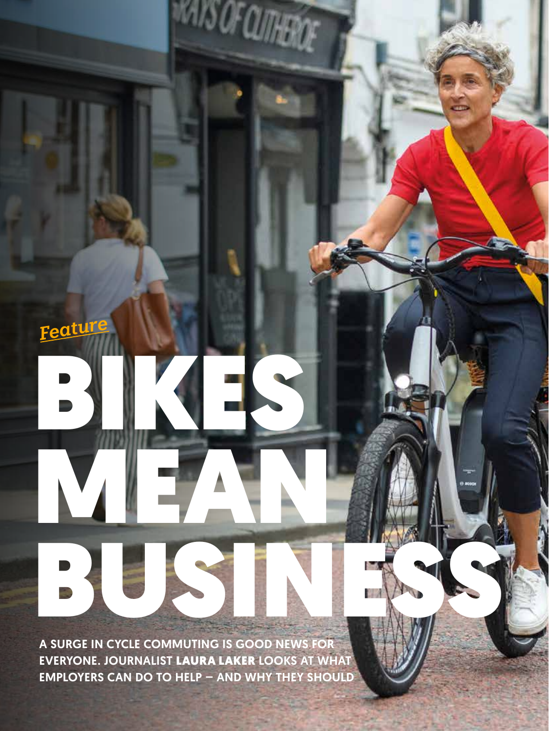*Feature*

# BIKES MEAN BUSINESS

**A SURGE IN CYCLE COMMUTING IS GOOD NEWS FOR EVERYONE. JOURNALIST LAURA LAKER LOOKS AT WHAT EMPLOYERS CAN DO TO HELP – AND WHY THEY SHOULD**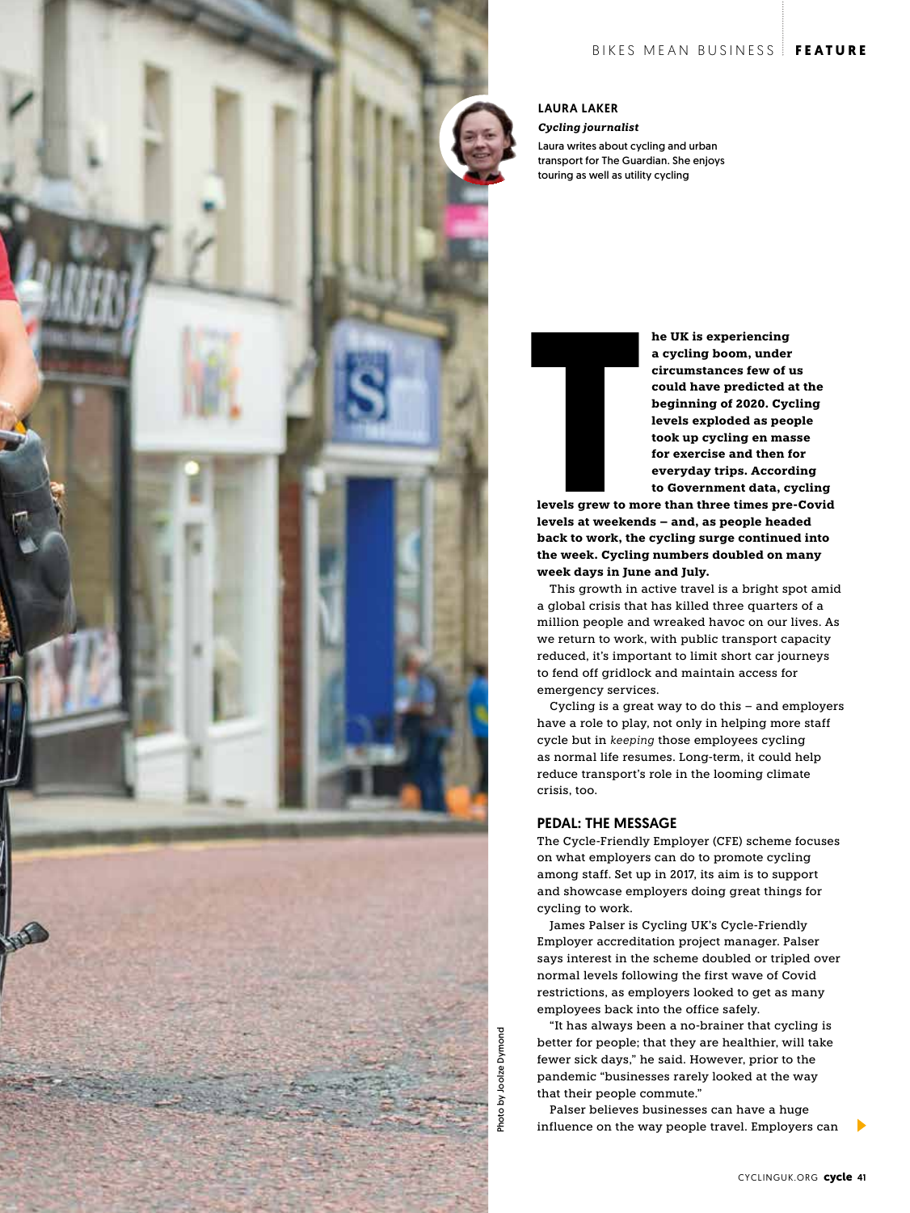**LAURA LAKER**

***Cycling journalist***

Laura writes about cycling and urban transport for The Guardian. She enjoys touring as well as utility cycling

**The UK is experiencing a cycling boom, under circumstances few of us could have predicted at the beginning of 2020. Cycling levels exploded as people took up cycling en masse for exercise and then for everyday trips. According to Government data, cycling levels grew to more than three times pre-Covid levels at weekends – and, as people headed back to work, the cycling surge continued into the week. Cycling numbers doubled on many week days in June and July.**

This growth in active travel is a bright spot amid a global crisis that has killed three quarters of a million people and wreaked havoc on our lives. As we return to work, with public transport capacity reduced, it's important to limit short car journeys to fend off gridlock and maintain access for emergency services.

Cycling is a great way to do this – and employers have a role to play, not only in helping more staff cycle but in *keeping* those employees cycling as normal life resumes. Long-term, it could help reduce transport's role in the looming climate crisis, too.

## PEDAL: THE MESSAGE

The Cycle-Friendly Employer (CFE) scheme focuses on what employers can do to promote cycling among staff. Set up in 2017, its aim is to support and showcase employers doing great things for cycling to work.

James Palser is Cycling UK's Cycle-Friendly Employer accreditation project manager. Palser says interest in the scheme doubled or tripled over normal levels following the first wave of Covid restrictions, as employers looked to get as many employees back into the office safely.

"It has always been a no-brainer that cycling is better for people; that they are healthier, will take fewer sick days," he said. However, prior to the pandemic "businesses rarely looked at the way that their people commute."

Palser believes businesses can have a huge influence on the way people travel. Employers can

Photo by Joolze Dymond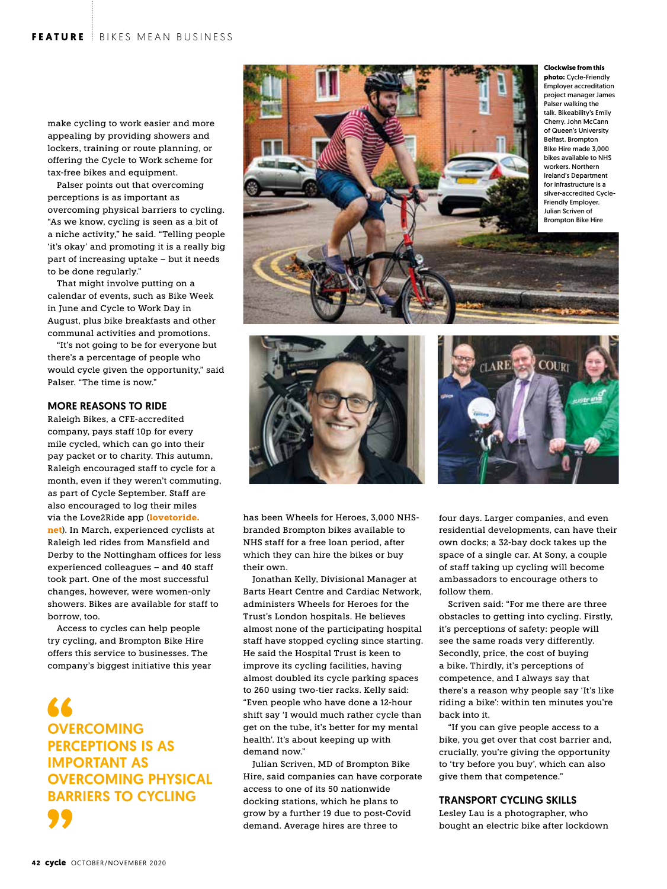make cycling to work easier and more appealing by providing showers and lockers, training or route planning, or offering the Cycle to Work scheme for tax-free bikes and equipment.

Palser points out that overcoming perceptions is as important as overcoming physical barriers to cycling. "As we know, cycling is seen as a bit of a niche activity," he said. "Telling people 'it's okay' and promoting it is a really big part of increasing uptake – but it needs to be done regularly."

That might involve putting on a calendar of events, such as Bike Week in June and Cycle to Work Day in August, plus bike breakfasts and other communal activities and promotions.

"It's not going to be for everyone but there's a percentage of people who would cycle given the opportunity," said Palser. "The time is now."

## MORE REASONS TO RIDE

Raleigh Bikes, a CFE-accredited company, pays staff 10p for every mile cycled, which can go into their pay packet or to charity. This autumn, Raleigh encouraged staff to cycle for a month, even if they weren't commuting, as part of Cycle September. Staff are also encouraged to log their miles via the Love2Ride app (**lovetoride.net**). In March, experienced cyclists at Raleigh led rides from Mansfield and Derby to the Nottingham offices for less experienced colleagues – and 40 staff took part. One of the most successful changes, however, were women-only showers. Bikes are available for staff to borrow, too.

Access to cycles can help people try cycling, and Brompton Bike Hire offers this service to businesses. The company's biggest initiative this year has been Wheels for Heroes, 3,000 NHS-branded Brompton bikes available to NHS staff for a free loan period, after which they can hire the bikes or buy their own.

> **OVERCOMING PERCEPTIONS IS AS IMPORTANT AS OVERCOMING PHYSICAL BARRIERS TO CYCLING**

**Clockwise from this photo:** Cycle-Friendly Employer accreditation project manager James Palser walking the talk. Bikeability's Emily Cherry. John McCann of Queen's University Belfast. Brompton Bike Hire made 3,000 bikes available to NHS workers. Northern Ireland's Department for infrastructure is a silver-accredited Cycle-Friendly Employer. Julian Scriven of Brompton Bike Hire

Jonathan Kelly, Divisional Manager at Barts Heart Centre and Cardiac Network, administers Wheels for Heroes for the Trust's London hospitals. He believes almost none of the participating hospital staff have stopped cycling since starting. He said the Hospital Trust is keen to improve its cycling facilities, having almost doubled its cycle parking spaces to 260 using two-tier racks. Kelly said: "Even people who have done a 12-hour shift say 'I would much rather cycle than get on the tube, it's better for my mental health'. It's about keeping up with demand now."

Julian Scriven, MD of Brompton Bike Hire, said companies can have corporate access to one of its 50 nationwide docking stations, which he plans to grow by a further 19 due to post-Covid demand. Average hires are three to four days. Larger companies, and even residential developments, can have their own docks; a 32-bay dock takes up the space of a single car. At Sony, a couple of staff taking up cycling will become ambassadors to encourage others to follow them.

Scriven said: "For me there are three obstacles to getting into cycling. Firstly, it's perceptions of safety: people will see the same roads very differently. Secondly, price, the cost of buying a bike. Thirdly, it's perceptions of competence, and I always say that there's a reason why people say 'It's like riding a bike': within ten minutes you're back into it.

"If you can give people access to a bike, you get over that cost barrier and, crucially, you're giving the opportunity to 'try before you buy', which can also give them that competence."

## TRANSPORT CYCLING SKILLS

Lesley Lau is a photographer, who bought an electric bike after lockdown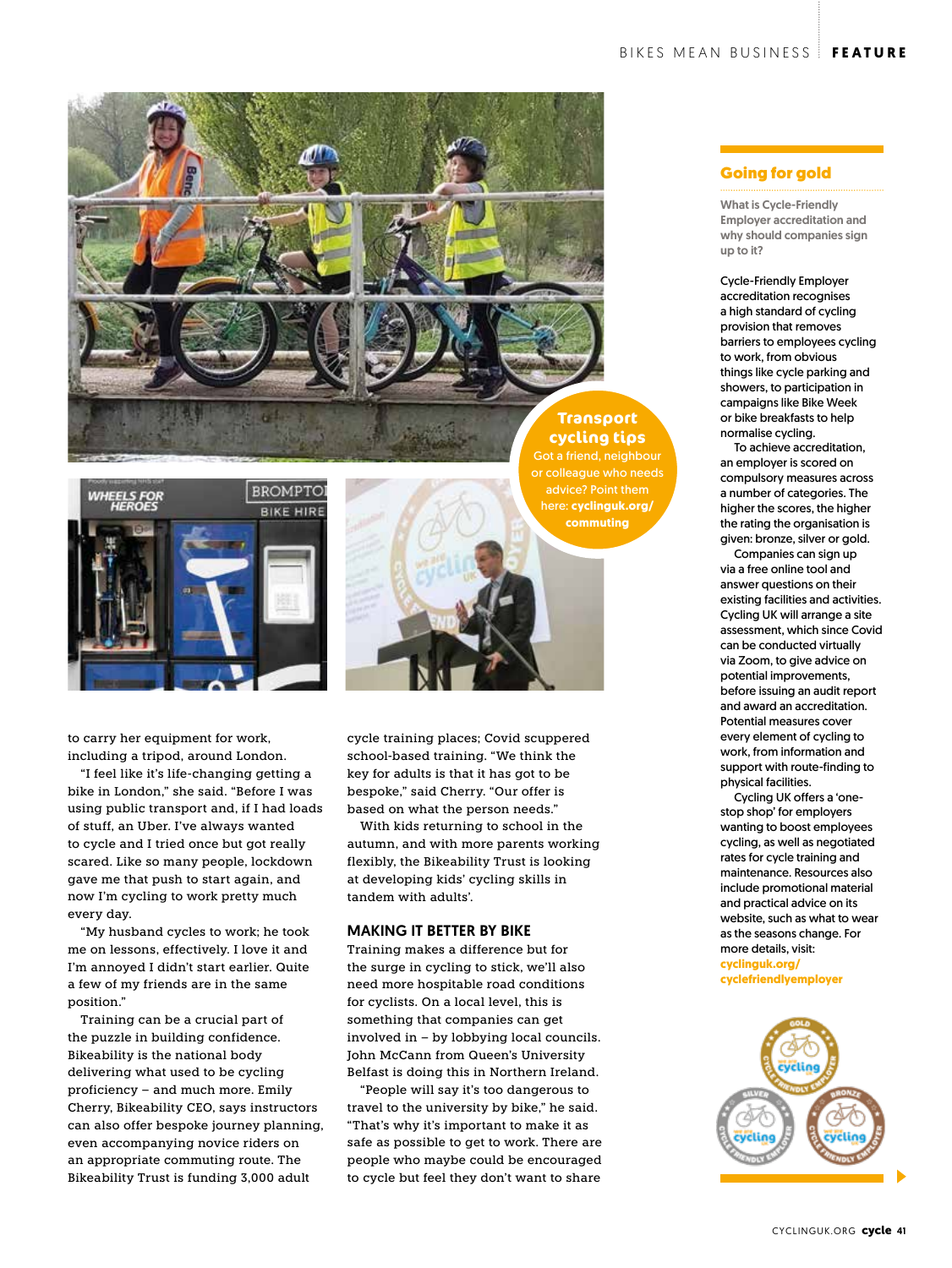to carry her equipment for work, including a tripod, around London.

"I feel like it's life-changing getting a bike in London," she said. "Before I was using public transport and, if I had loads of stuff, an Uber. I've always wanted to cycle and I tried once but got really scared. Like so many people, lockdown gave me that push to start again, and now I'm cycling to work pretty much every day.

"My husband cycles to work; he took me on lessons, effectively. I love it and I'm annoyed I didn't start earlier. Quite a few of my friends are in the same position."

Training can be a crucial part of the puzzle in building confidence. Bikeability is the national body delivering what used to be cycling proficiency – and much more. Emily Cherry, Bikeability CEO, says instructors can also offer bespoke journey planning, even accompanying novice riders on an appropriate commuting route. The Bikeability Trust is funding 3,000 adult cycle training places; Covid scuppered school-based training. "We think the key for adults is that it has got to be bespoke," said Cherry. "Our offer is based on what the person needs."

With kids returning to school in the autumn, and with more parents working flexibly, the Bikeability Trust is looking at developing kids' cycling skills in tandem with adults'.

## MAKING IT BETTER BY BIKE

Training makes a difference but for the surge in cycling to stick, we'll also need more hospitable road conditions for cyclists. On a local level, this is something that companies can get involved in – by lobbying local councils. John McCann from Queen's University Belfast is doing this in Northern Ireland.

"People will say it's too dangerous to travel to the university by bike," he said. "That's why it's important to make it as safe as possible to get to work. There are people who maybe could be encouraged to cycle but feel they don't want to share

**Transport cycling tips**

Got a friend, neighbour or colleague who needs advice? Point them here: **cyclinguk.org/commuting**

## Going for gold

**What is Cycle-Friendly Employer accreditation and why should companies sign up to it?**

Cycle-Friendly Employer accreditation recognises a high standard of cycling provision that removes barriers to employees cycling to work, from obvious things like cycle parking and showers, to participation in campaigns like Bike Week or bike breakfasts to help normalise cycling.

To achieve accreditation, an employer is scored on compulsory measures across a number of categories. The higher the scores, the higher the rating the organisation is given: bronze, silver or gold.

Companies can sign up via a free online tool and answer questions on their existing facilities and activities. Cycling UK will arrange a site assessment, which since Covid can be conducted virtually via Zoom, to give advice on potential improvements, before issuing an audit report and award an accreditation. Potential measures cover every element of cycling to work, from information and support with route-finding to physical facilities.

Cycling UK offers a 'one-stop shop' for employers wanting to boost employees cycling, as well as negotiated rates for cycle training and maintenance. Resources also include promotional material and practical advice on its website, such as what to wear as the seasons change. For more details, visit: **cyclinguk.org/cyclefriendlyemployer**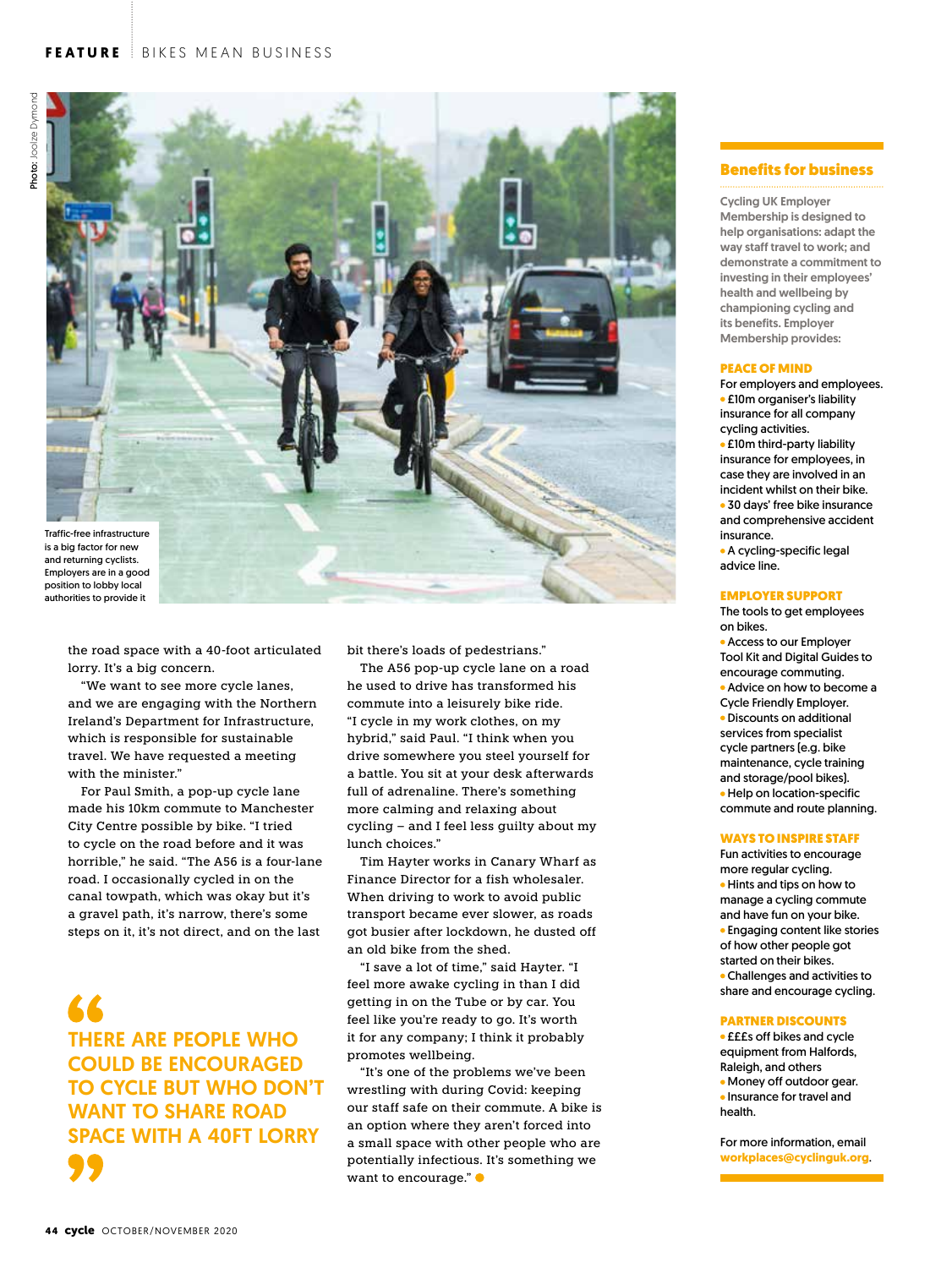Photo: Joolze Dymond

Traffic-free infrastructure is a big factor for new and returning cyclists. Employers are in a good position to lobby local authorities to provide it

the road space with a 40-foot articulated lorry. It's a big concern.

"We want to see more cycle lanes, and we are engaging with the Northern Ireland's Department for Infrastructure, which is responsible for sustainable travel. We have requested a meeting with the minister."

For Paul Smith, a pop-up cycle lane made his 10km commute to Manchester City Centre possible by bike. "I tried to cycle on the road before and it was horrible," he said. "The A56 is a four-lane road. I occasionally cycled in on the canal towpath, which was okay but it's a gravel path, it's narrow, there's some steps on it, it's not direct, and on the last bit there's loads of pedestrians."

The A56 pop-up cycle lane on a road he used to drive has transformed his commute into a leisurely bike ride. "I cycle in my work clothes, on my hybrid," said Paul. "I think when you drive somewhere you steel yourself for a battle. You sit at your desk afterwards full of adrenaline. There's something more calming and relaxing about cycling – and I feel less guilty about my lunch choices."

Tim Hayter works in Canary Wharf as Finance Director for a fish wholesaler. When driving to work to avoid public transport became ever slower, as roads got busier after lockdown, he dusted off an old bike from the shed.

"I save a lot of time," said Hayter. "I feel more awake cycling in than I did getting in on the Tube or by car. You feel like you're ready to go. It's worth it for any company; I think it probably promotes wellbeing.

"It's one of the problems we've been wrestling with during Covid: keeping our staff safe on their commute. A bike is an option where they aren't forced into a small space with other people who are potentially infectious. It's something we want to encourage."

> "THERE ARE PEOPLE WHO COULD BE ENCOURAGED TO CYCLE BUT WHO DON'T WANT TO SHARE ROAD SPACE WITH A 40FT LORRY"

## Benefits for business

Cycling UK Employer Membership is designed to help organisations: adapt the way staff travel to work; and demonstrate a commitment to investing in their employees' health and wellbeing by championing cycling and its benefits. Employer Membership provides:

### PEACE OF MIND

For employers and employees.

- £10m organiser's liability insurance for all company cycling activities.
- £10m third-party liability insurance for employees, in case they are involved in an incident whilst on their bike.
- 30 days' free bike insurance and comprehensive accident insurance.
- A cycling-specific legal advice line.

### EMPLOYER SUPPORT

The tools to get employees on bikes.

- Access to our Employer Tool Kit and Digital Guides to encourage commuting.
- Advice on how to become a Cycle Friendly Employer.
- Discounts on additional services from specialist cycle partners (e.g. bike maintenance, cycle training and storage/pool bikes).
- Help on location-specific commute and route planning.

### WAYS TO INSPIRE STAFF

Fun activities to encourage more regular cycling.

- Hints and tips on how to manage a cycling commute and have fun on your bike.
- Engaging content like stories of how other people got started on their bikes.
- Challenges and activities to share and encourage cycling.

### PARTNER DISCOUNTS

- £££s off bikes and cycle equipment from Halfords, Raleigh, and others
- Money off outdoor gear.
- Insurance for travel and health.

For more information, email **workplaces@cyclinguk.org**.